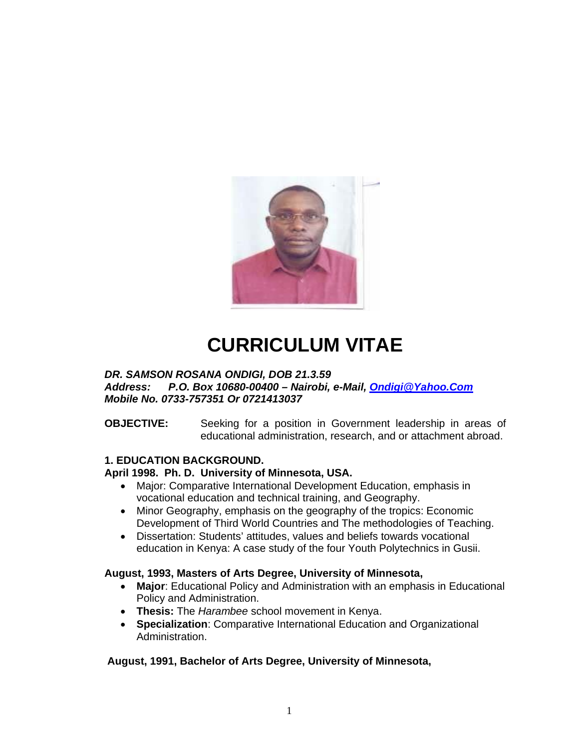# CURRICULUM VITAE

***DR. SAMSON ROSANA ONDIGI, DOB 21.3.59***
***Address: P.O. Box 10680-00400 – Nairobi, e-Mail, Ondigi@Yahoo.Com***
***Mobile No. 0733-757351 Or 0721413037***

**OBJECTIVE:** Seeking for a position in Government leadership in areas of educational administration, research, and or attachment abroad.

## 1. EDUCATION BACKGROUND.

**April 1998. Ph. D. University of Minnesota, USA.**

- Major: Comparative International Development Education, emphasis in vocational education and technical training, and Geography.
- Minor Geography, emphasis on the geography of the tropics: Economic Development of Third World Countries and The methodologies of Teaching.
- Dissertation: Students' attitudes, values and beliefs towards vocational education in Kenya: A case study of the four Youth Polytechnics in Gusii.

**August, 1993, Masters of Arts Degree, University of Minnesota,**

- **Major**: Educational Policy and Administration with an emphasis in Educational Policy and Administration.
- **Thesis:** The *Harambee* school movement in Kenya.
- **Specialization**: Comparative International Education and Organizational Administration.

**August, 1991, Bachelor of Arts Degree, University of Minnesota,**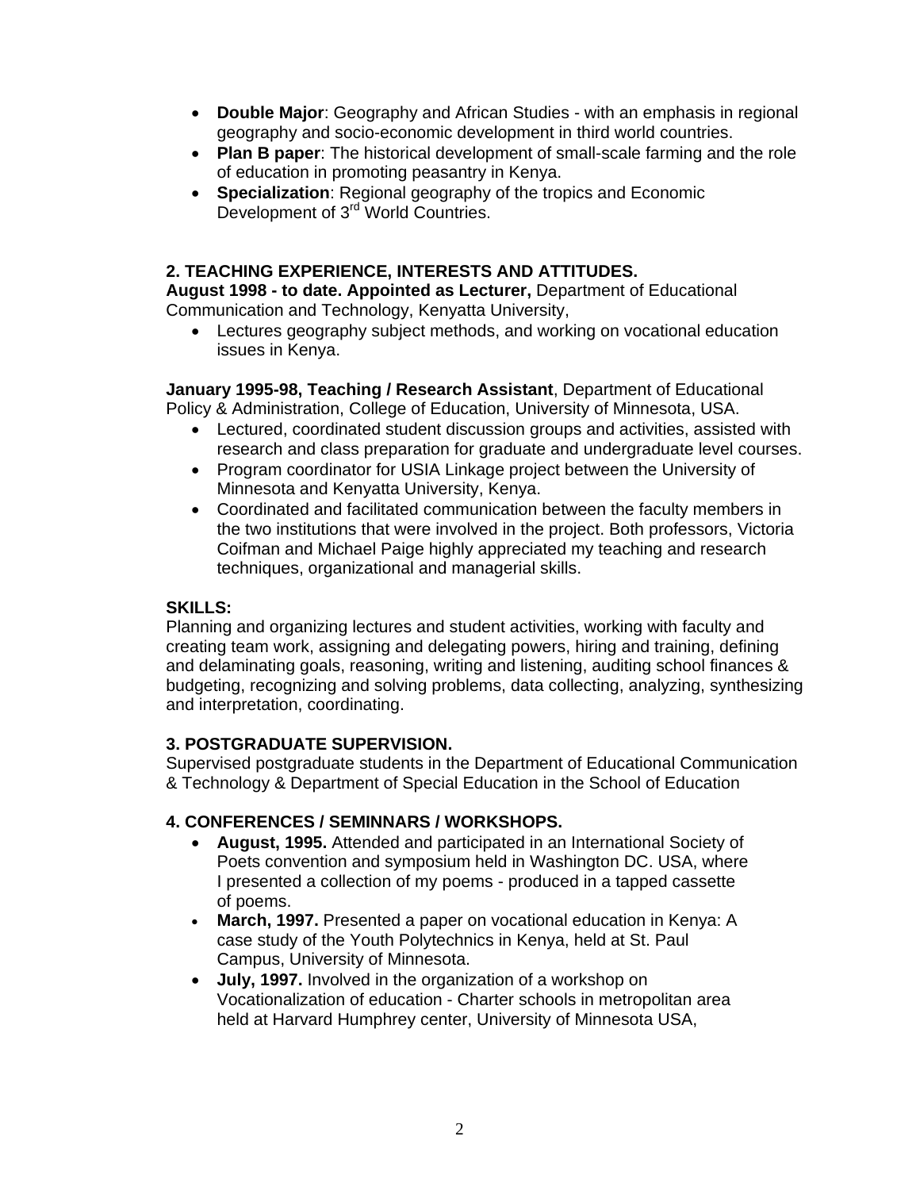- **Double Major**: Geography and African Studies - with an emphasis in regional geography and socio-economic development in third world countries.
- **Plan B paper**: The historical development of small-scale farming and the role of education in promoting peasantry in Kenya.
- **Specialization**: Regional geography of the tropics and Economic Development of 3rd World Countries.

## 2. TEACHING EXPERIENCE, INTERESTS AND ATTITUDES.

**August 1998 - to date. Appointed as Lecturer,** Department of Educational Communication and Technology, Kenyatta University,

- Lectures geography subject methods, and working on vocational education issues in Kenya.

**January 1995-98, Teaching / Research Assistant**, Department of Educational Policy & Administration, College of Education, University of Minnesota, USA.

- Lectured, coordinated student discussion groups and activities, assisted with research and class preparation for graduate and undergraduate level courses.
- Program coordinator for USIA Linkage project between the University of Minnesota and Kenyatta University, Kenya.
- Coordinated and facilitated communication between the faculty members in the two institutions that were involved in the project. Both professors, Victoria Coifman and Michael Paige highly appreciated my teaching and research techniques, organizational and managerial skills.

### SKILLS:

Planning and organizing lectures and student activities, working with faculty and creating team work, assigning and delegating powers, hiring and training, defining and delaminating goals, reasoning, writing and listening, auditing school finances & budgeting, recognizing and solving problems, data collecting, analyzing, synthesizing and interpretation, coordinating.

## 3. POSTGRADUATE SUPERVISION.

Supervised postgraduate students in the Department of Educational Communication & Technology & Department of Special Education in the School of Education

## 4. CONFERENCES / SEMINNARS / WORKSHOPS.

- **August, 1995.** Attended and participated in an International Society of Poets convention and symposium held in Washington DC. USA, where I presented a collection of my poems - produced in a tapped cassette of poems.
- **March, 1997.** Presented a paper on vocational education in Kenya: A case study of the Youth Polytechnics in Kenya, held at St. Paul Campus, University of Minnesota.
- **July, 1997.** Involved in the organization of a workshop on Vocationalization of education - Charter schools in metropolitan area held at Harvard Humphrey center, University of Minnesota USA,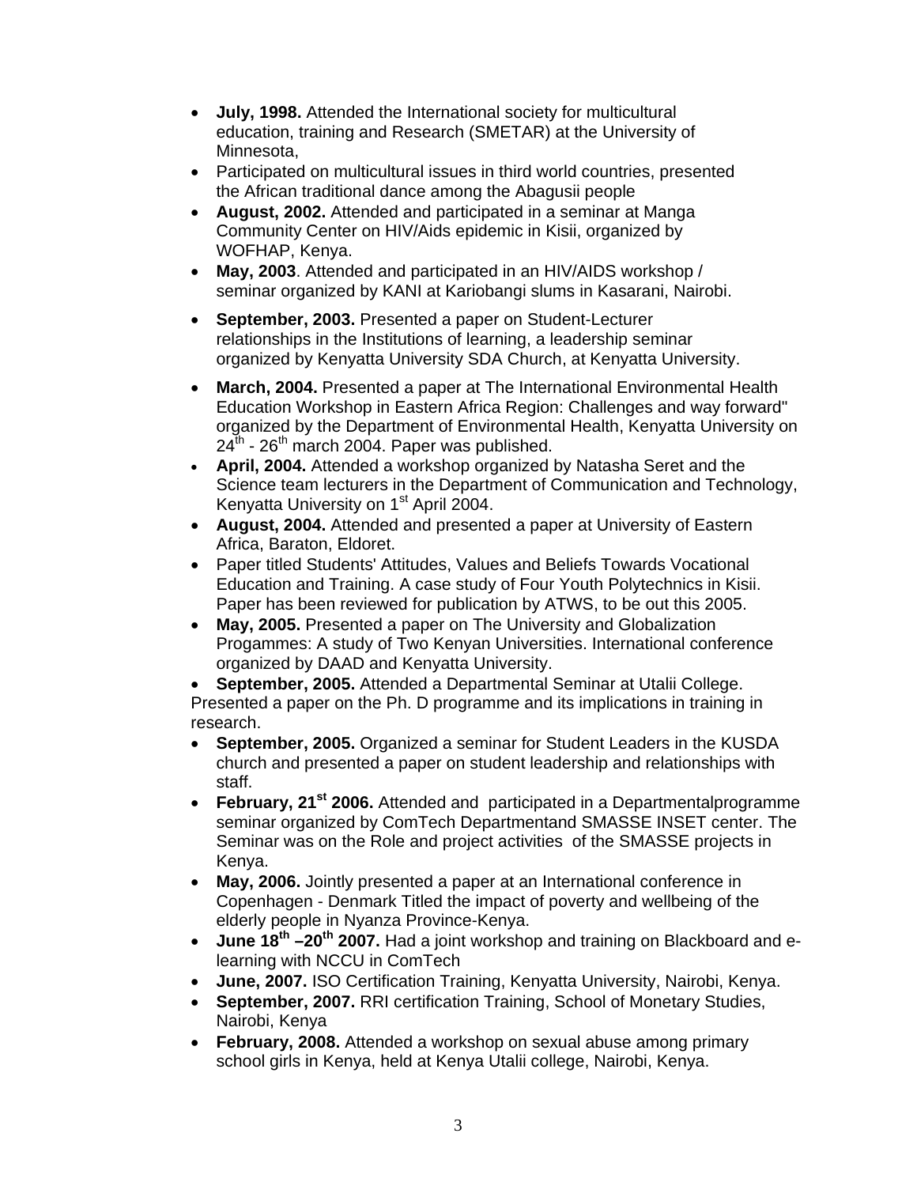- **July, 1998.** Attended the International society for multicultural education, training and Research (SMETAR) at the University of Minnesota,
- Participated on multicultural issues in third world countries, presented the African traditional dance among the Abagusii people
- **August, 2002.** Attended and participated in a seminar at Manga Community Center on HIV/Aids epidemic in Kisii, organized by WOFHAP, Kenya.
- **May, 2003**. Attended and participated in an HIV/AIDS workshop / seminar organized by KANI at Kariobangi slums in Kasarani, Nairobi.
- **September, 2003.** Presented a paper on Student-Lecturer relationships in the Institutions of learning, a leadership seminar organized by Kenyatta University SDA Church, at Kenyatta University.
- **March, 2004.** Presented a paper at The International Environmental Health Education Workshop in Eastern Africa Region: Challenges and way forward" organized by the Department of Environmental Health, Kenyatta University on 24th - 26th march 2004. Paper was published.
- **April, 2004.** Attended a workshop organized by Natasha Seret and the Science team lecturers in the Department of Communication and Technology, Kenyatta University on 1st April 2004.
- **August, 2004.** Attended and presented a paper at University of Eastern Africa, Baraton, Eldoret.
- Paper titled Students' Attitudes, Values and Beliefs Towards Vocational Education and Training. A case study of Four Youth Polytechnics in Kisii. Paper has been reviewed for publication by ATWS, to be out this 2005.
- **May, 2005.** Presented a paper on The University and Globalization Progammes: A study of Two Kenyan Universities. International conference organized by DAAD and Kenyatta University.
- **September, 2005.** Attended a Departmental Seminar at Utalii College. Presented a paper on the Ph. D programme and its implications in training in research.
- **September, 2005.** Organized a seminar for Student Leaders in the KUSDA church and presented a paper on student leadership and relationships with staff.
- **February, 21st 2006.** Attended and participated in a Departmentalprogramme seminar organized by ComTech Departmentand SMASSE INSET center. The Seminar was on the Role and project activities of the SMASSE projects in Kenya.
- **May, 2006.** Jointly presented a paper at an International conference in Copenhagen - Denmark Titled the impact of poverty and wellbeing of the elderly people in Nyanza Province-Kenya.
- **June 18th –20th 2007.** Had a joint workshop and training on Blackboard and e-learning with NCCU in ComTech
- **June, 2007.** ISO Certification Training, Kenyatta University, Nairobi, Kenya.
- **September, 2007.** RRI certification Training, School of Monetary Studies, Nairobi, Kenya
- **February, 2008.** Attended a workshop on sexual abuse among primary school girls in Kenya, held at Kenya Utalii college, Nairobi, Kenya.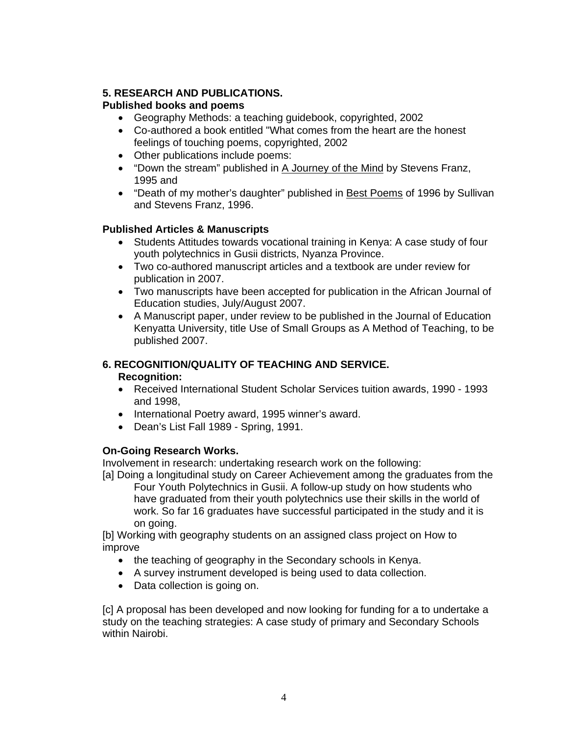## 5. RESEARCH AND PUBLICATIONS.

**Published books and poems**

- Geography Methods: a teaching guidebook, copyrighted, 2002
- Co-authored a book entitled "What comes from the heart are the honest feelings of touching poems, copyrighted, 2002
- Other publications include poems:
- "Down the stream" published in <u>A Journey of the Mind</u> by Stevens Franz, 1995 and
- "Death of my mother's daughter" published in <u>Best Poems</u> of 1996 by Sullivan and Stevens Franz, 1996.

**Published Articles & Manuscripts**

- Students Attitudes towards vocational training in Kenya: A case study of four youth polytechnics in Gusii districts, Nyanza Province.
- Two co-authored manuscript articles and a textbook are under review for publication in 2007.
- Two manuscripts have been accepted for publication in the African Journal of Education studies, July/August 2007.
- A Manuscript paper, under review to be published in the Journal of Education Kenyatta University, title Use of Small Groups as A Method of Teaching, to be published 2007.

## 6. RECOGNITION/QUALITY OF TEACHING AND SERVICE.

**Recognition:**

- Received International Student Scholar Services tuition awards, 1990 - 1993 and 1998,
- International Poetry award, 1995 winner's award.
- Dean's List Fall 1989 - Spring, 1991.

**On-Going Research Works.**

Involvement in research: undertaking research work on the following:

[a] Doing a longitudinal study on Career Achievement among the graduates from the Four Youth Polytechnics in Gusii. A follow-up study on how students who have graduated from their youth polytechnics use their skills in the world of work. So far 16 graduates have successful participated in the study and it is on going.

[b] Working with geography students on an assigned class project on How to improve

- the teaching of geography in the Secondary schools in Kenya.
- A survey instrument developed is being used to data collection.
- Data collection is going on.

[c] A proposal has been developed and now looking for funding for a to undertake a study on the teaching strategies: A case study of primary and Secondary Schools within Nairobi.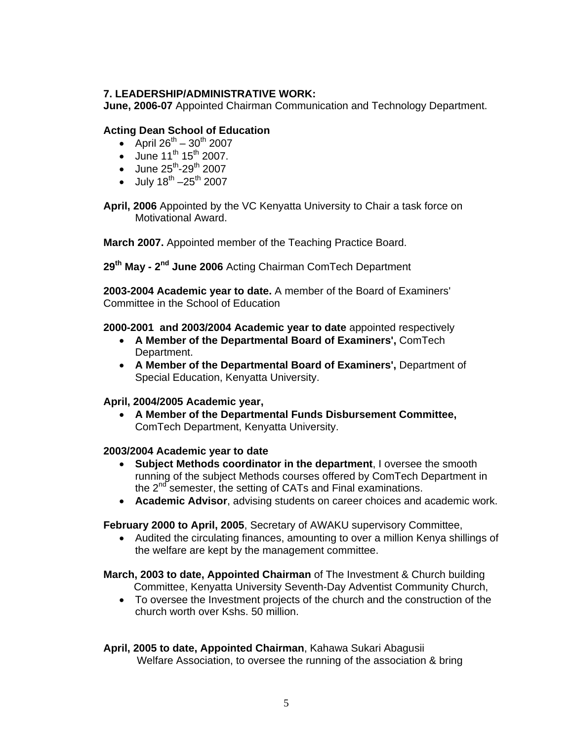**7. LEADERSHIP/ADMINISTRATIVE WORK:**
**June, 2006-07** Appointed Chairman Communication and Technology Department.

**Acting Dean School of Education**

- April $26^{th}$ – $30^{th}$ 2007
- June $11^{th}$ $15^{th}$ 2007.
- June $25^{th}$-$29^{th}$ 2007
- July $18^{th}$ –$25^{th}$ 2007

**April, 2006** Appointed by the VC Kenyatta University to Chair a task force on Motivational Award.

**March 2007.** Appointed member of the Teaching Practice Board.

**$29^{th}$ May - $2^{nd}$ June 2006** Acting Chairman ComTech Department

**2003-2004 Academic year to date.** A member of the Board of Examiners' Committee in the School of Education

**2000-2001 and 2003/2004 Academic year to date** appointed respectively

- **A Member of the Departmental Board of Examiners',** ComTech Department.
- **A Member of the Departmental Board of Examiners',** Department of Special Education, Kenyatta University.

**April, 2004/2005 Academic year,**

- **A Member of the Departmental Funds Disbursement Committee,** ComTech Department, Kenyatta University.

**2003/2004 Academic year to date**

- **Subject Methods coordinator in the department**, I oversee the smooth running of the subject Methods courses offered by ComTech Department in the $2^{nd}$ semester, the setting of CATs and Final examinations.
- **Academic Advisor**, advising students on career choices and academic work.

**February 2000 to April, 2005**, Secretary of AWAKU supervisory Committee,

- Audited the circulating finances, amounting to over a million Kenya shillings of the welfare are kept by the management committee.

**March, 2003 to date, Appointed Chairman** of The Investment & Church building Committee, Kenyatta University Seventh-Day Adventist Community Church,

- To oversee the Investment projects of the church and the construction of the church worth over Kshs. 50 million.

**April, 2005 to date, Appointed Chairman**, Kahawa Sukari Abagusii Welfare Association, to oversee the running of the association & bring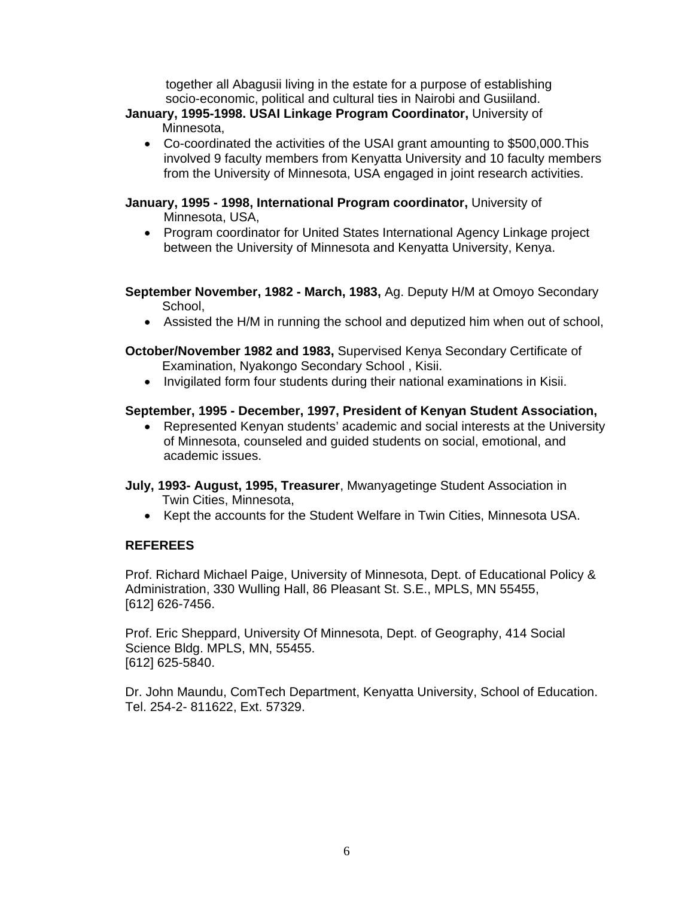together all Abagusii living in the estate for a purpose of establishing socio-economic, political and cultural ties in Nairobi and Gusiiland.

**January, 1995-1998. USAI Linkage Program Coordinator,** University of Minnesota,

- Co-coordinated the activities of the USAI grant amounting to $500,000.This involved 9 faculty members from Kenyatta University and 10 faculty members from the University of Minnesota, USA engaged in joint research activities.

**January, 1995 - 1998, International Program coordinator,** University of Minnesota, USA,

- Program coordinator for United States International Agency Linkage project between the University of Minnesota and Kenyatta University, Kenya.

**September November, 1982 - March, 1983,** Ag. Deputy H/M at Omoyo Secondary School,

- Assisted the H/M in running the school and deputized him when out of school,

**October/November 1982 and 1983,** Supervised Kenya Secondary Certificate of Examination, Nyakongo Secondary School , Kisii.

- Invigilated form four students during their national examinations in Kisii.

**September, 1995 - December, 1997, President of Kenyan Student Association,**

- Represented Kenyan students' academic and social interests at the University of Minnesota, counseled and guided students on social, emotional, and academic issues.

**July, 1993- August, 1995, Treasurer**, Mwanyagetinge Student Association in Twin Cities, Minnesota,

- Kept the accounts for the Student Welfare in Twin Cities, Minnesota USA.

**REFEREES**

Prof. Richard Michael Paige, University of Minnesota, Dept. of Educational Policy & Administration, 330 Wulling Hall, 86 Pleasant St. S.E., MPLS, MN 55455, [612] 626-7456.

Prof. Eric Sheppard, University Of Minnesota, Dept. of Geography, 414 Social Science Bldg. MPLS, MN, 55455.
[612] 625-5840.

Dr. John Maundu, ComTech Department, Kenyatta University, School of Education. Tel. 254-2- 811622, Ext. 57329.